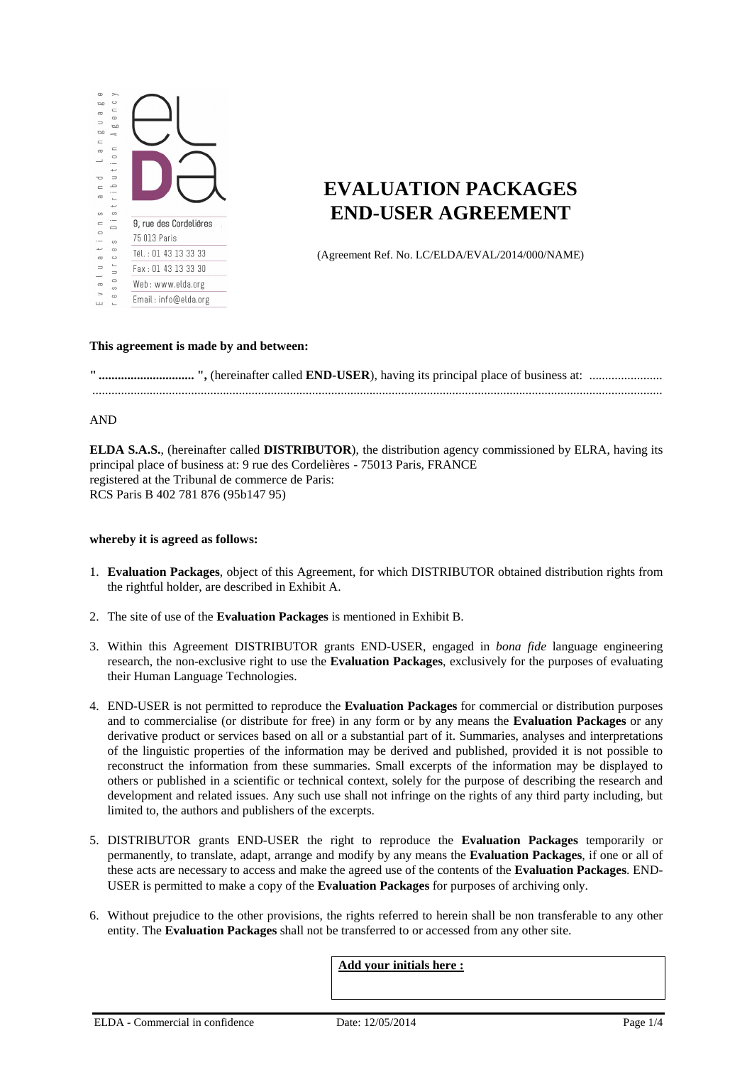9, rue des Cordelières
75 013 Paris
Tél. : 01 43 13 33 33
Fax : 01 43 13 33 30
Web : www.elda.org
Email : info@elda.org

Evaluations and Language resources Distribution Agency

# EVALUATION PACKAGES END-USER AGREEMENT

(Agreement Ref. No. LC/ELDA/EVAL/2014/000/NAME)

**This agreement is made by and between:**

**" ............................. ",** (hereinafter called **END-USER**), having its principal place of business at: .......................
...............................................................................................................................................................

AND

**ELDA S.A.S.**, (hereinafter called **DISTRIBUTOR**), the distribution agency commissioned by ELRA, having its principal place of business at: 9 rue des Cordelières - 75013 Paris, FRANCE
registered at the Tribunal de commerce de Paris:
RCS Paris B 402 781 876 (95b147 95)

**whereby it is agreed as follows:**

1. **Evaluation Packages**, object of this Agreement, for which DISTRIBUTOR obtained distribution rights from the rightful holder, are described in Exhibit A.

2. The site of use of the **Evaluation Packages** is mentioned in Exhibit B.

3. Within this Agreement DISTRIBUTOR grants END-USER, engaged in *bona fide* language engineering research, the non-exclusive right to use the **Evaluation Packages**, exclusively for the purposes of evaluating their Human Language Technologies.

4. END-USER is not permitted to reproduce the **Evaluation Packages** for commercial or distribution purposes and to commercialise (or distribute for free) in any form or by any means the **Evaluation Packages** or any derivative product or services based on all or a substantial part of it. Summaries, analyses and interpretations of the linguistic properties of the information may be derived and published, provided it is not possible to reconstruct the information from these summaries. Small excerpts of the information may be displayed to others or published in a scientific or technical context, solely for the purpose of describing the research and development and related issues. Any such use shall not infringe on the rights of any third party including, but limited to, the authors and publishers of the excerpts.

5. DISTRIBUTOR grants END-USER the right to reproduce the **Evaluation Packages** temporarily or permanently, to translate, adapt, arrange and modify by any means the **Evaluation Packages**, if one or all of these acts are necessary to access and make the agreed use of the contents of the **Evaluation Packages**. END-USER is permitted to make a copy of the **Evaluation Packages** for purposes of archiving only.

6. Without prejudice to the other provisions, the rights referred to herein shall be non transferable to any other entity. The **Evaluation Packages** shall not be transferred to or accessed from any other site.

**Add your initials here :**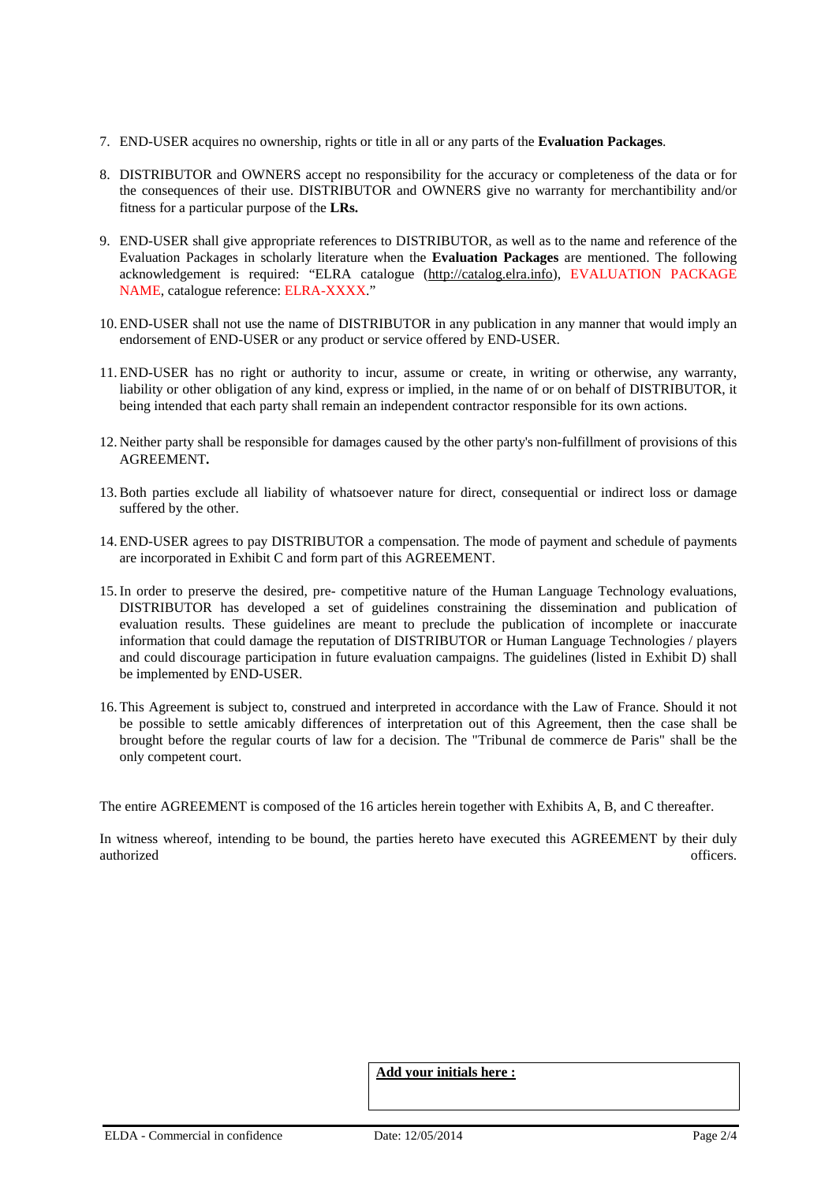7. END-USER acquires no ownership, rights or title in all or any parts of the **Evaluation Packages**.

8. DISTRIBUTOR and OWNERS accept no responsibility for the accuracy or completeness of the data or for the consequences of their use. DISTRIBUTOR and OWNERS give no warranty for merchantibility and/or fitness for a particular purpose of the **LRs.**

9. END-USER shall give appropriate references to DISTRIBUTOR, as well as to the name and reference of the Evaluation Packages in scholarly literature when the **Evaluation Packages** are mentioned. The following acknowledgement is required: "ELRA catalogue (http://catalog.elra.info), EVALUATION PACKAGE NAME, catalogue reference: ELRA-XXXX."

10. END-USER shall not use the name of DISTRIBUTOR in any publication in any manner that would imply an endorsement of END-USER or any product or service offered by END-USER.

11. END-USER has no right or authority to incur, assume or create, in writing or otherwise, any warranty, liability or other obligation of any kind, express or implied, in the name of or on behalf of DISTRIBUTOR, it being intended that each party shall remain an independent contractor responsible for its own actions.

12. Neither party shall be responsible for damages caused by the other party's non-fulfillment of provisions of this AGREEMENT**.**

13. Both parties exclude all liability of whatsoever nature for direct, consequential or indirect loss or damage suffered by the other.

14. END-USER agrees to pay DISTRIBUTOR a compensation. The mode of payment and schedule of payments are incorporated in Exhibit C and form part of this AGREEMENT.

15. In order to preserve the desired, pre- competitive nature of the Human Language Technology evaluations, DISTRIBUTOR has developed a set of guidelines constraining the dissemination and publication of evaluation results. These guidelines are meant to preclude the publication of incomplete or inaccurate information that could damage the reputation of DISTRIBUTOR or Human Language Technologies / players and could discourage participation in future evaluation campaigns. The guidelines (listed in Exhibit D) shall be implemented by END-USER.

16. This Agreement is subject to, construed and interpreted in accordance with the Law of France. Should it not be possible to settle amicably differences of interpretation out of this Agreement, then the case shall be brought before the regular courts of law for a decision. The "Tribunal de commerce de Paris" shall be the only competent court.

The entire AGREEMENT is composed of the 16 articles herein together with Exhibits A, B, and C thereafter.

In witness whereof, intending to be bound, the parties hereto have executed this AGREEMENT by their duly authorized officers.

**Add your initials here :**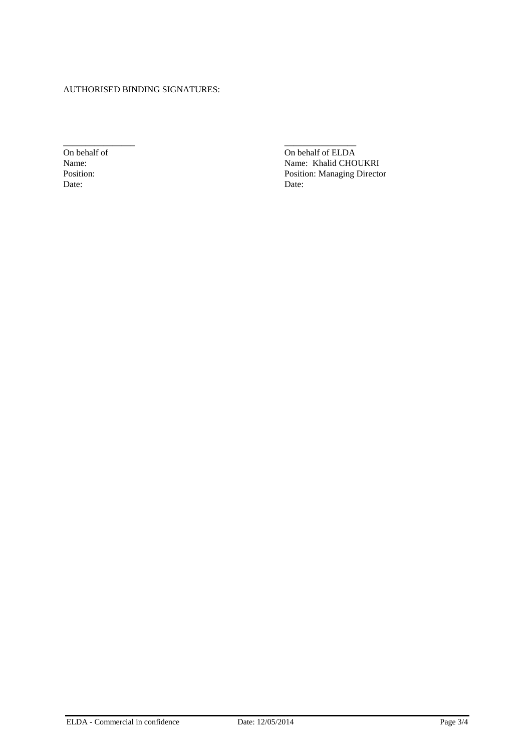AUTHORISED BINDING SIGNATURES:

| ________________ | ________________ |
|---|---|
| On behalf of | On behalf of ELDA |
| Name: | Name: Khalid CHOUKRI |
| Position: | Position: Managing Director |
| Date: | Date: |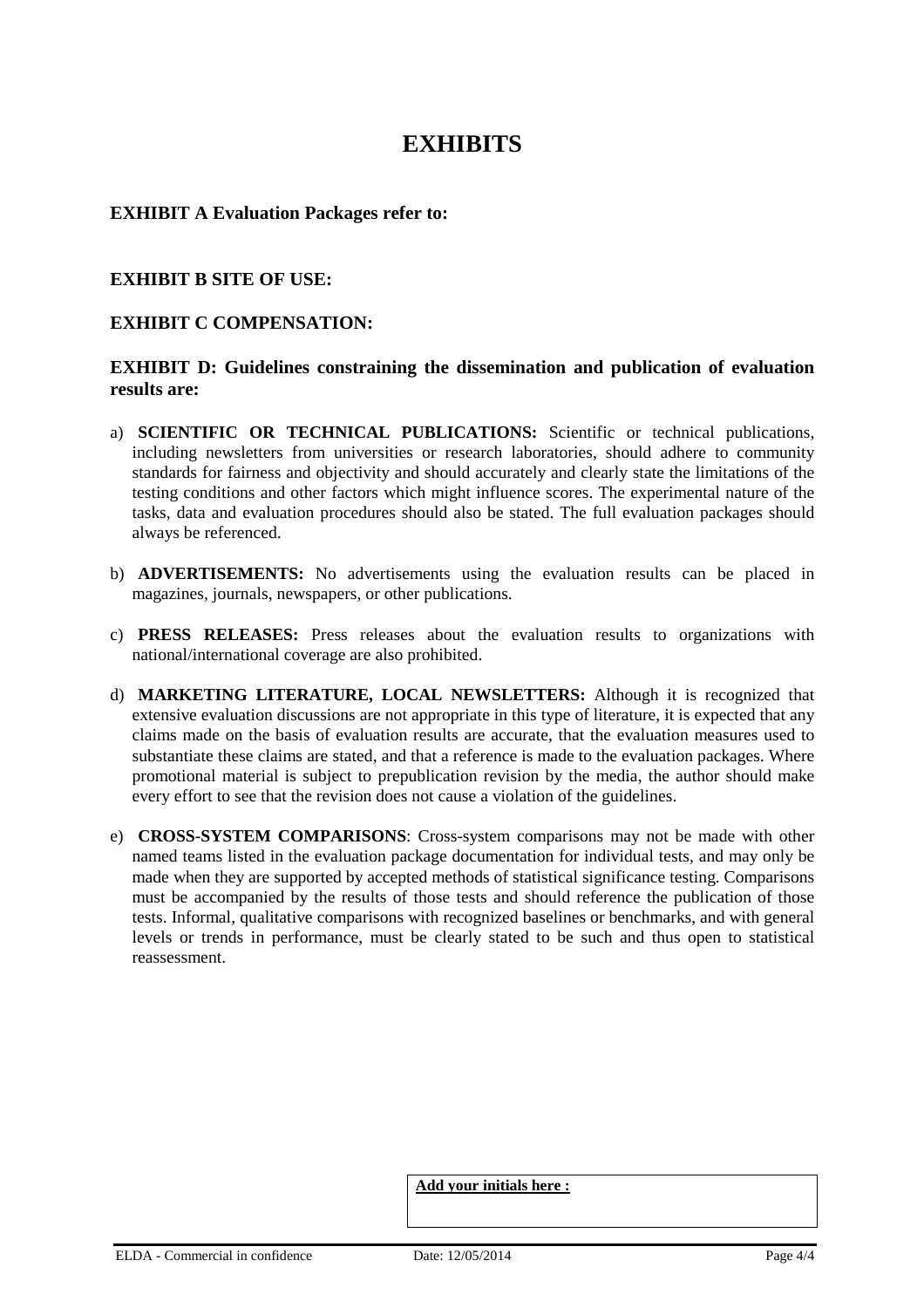# EXHIBITS

**EXHIBIT A Evaluation Packages refer to:**

**EXHIBIT B SITE OF USE:**

**EXHIBIT C COMPENSATION:**

**EXHIBIT D: Guidelines constraining the dissemination and publication of evaluation results are:**

a) **SCIENTIFIC OR TECHNICAL PUBLICATIONS:** Scientific or technical publications, including newsletters from universities or research laboratories, should adhere to community standards for fairness and objectivity and should accurately and clearly state the limitations of the testing conditions and other factors which might influence scores. The experimental nature of the tasks, data and evaluation procedures should also be stated. The full evaluation packages should always be referenced.

b) **ADVERTISEMENTS:** No advertisements using the evaluation results can be placed in magazines, journals, newspapers, or other publications.

c) **PRESS RELEASES:** Press releases about the evaluation results to organizations with national/international coverage are also prohibited.

d) **MARKETING LITERATURE, LOCAL NEWSLETTERS:** Although it is recognized that extensive evaluation discussions are not appropriate in this type of literature, it is expected that any claims made on the basis of evaluation results are accurate, that the evaluation measures used to substantiate these claims are stated, and that a reference is made to the evaluation packages. Where promotional material is subject to prepublication revision by the media, the author should make every effort to see that the revision does not cause a violation of the guidelines.

e) **CROSS-SYSTEM COMPARISONS**: Cross-system comparisons may not be made with other named teams listed in the evaluation package documentation for individual tests, and may only be made when they are supported by accepted methods of statistical significance testing. Comparisons must be accompanied by the results of those tests and should reference the publication of those tests. Informal, qualitative comparisons with recognized baselines or benchmarks, and with general levels or trends in performance, must be clearly stated to be such and thus open to statistical reassessment.

**Add your initials here :**

ELDA - Commercial in confidence Date: 12/05/2014